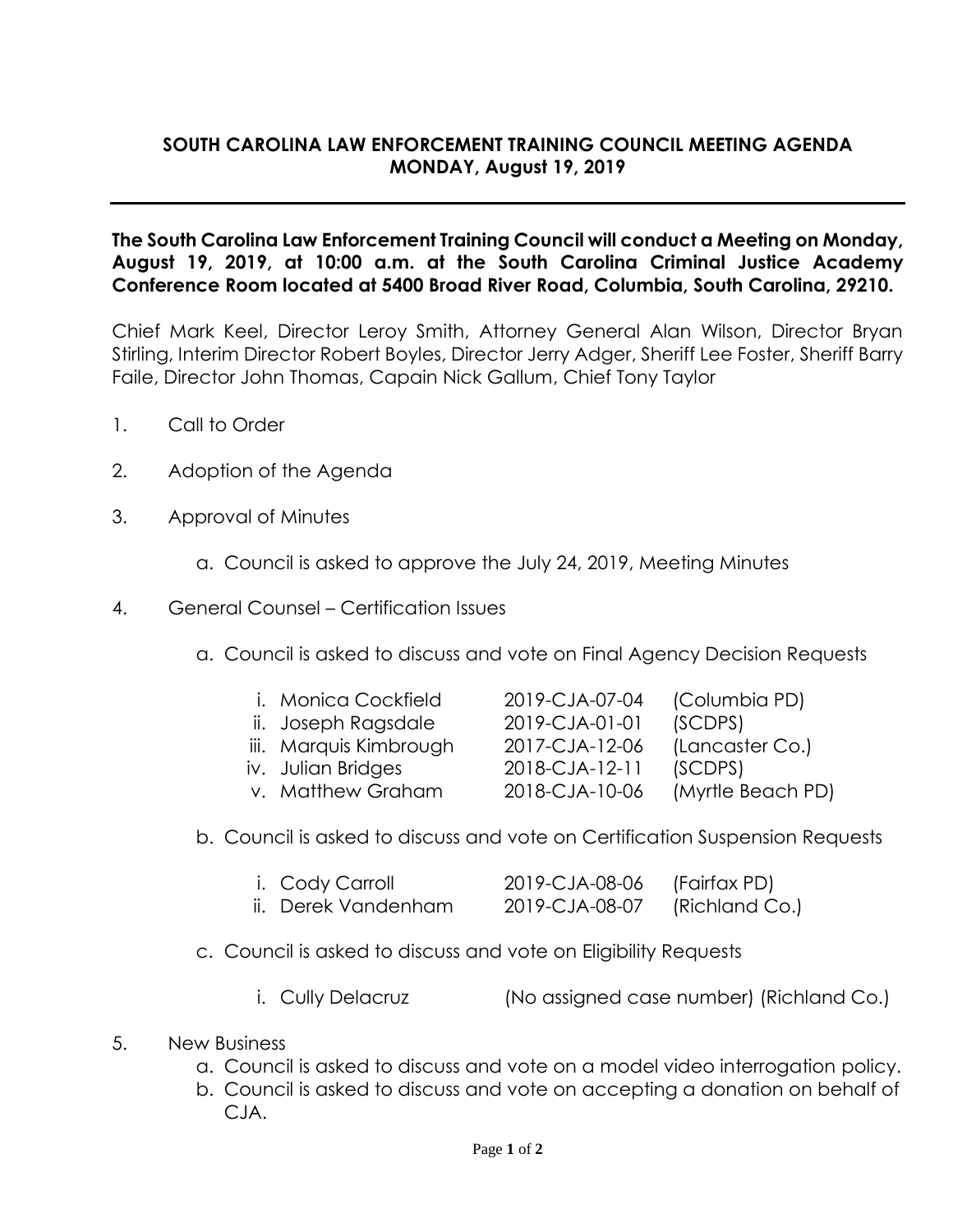# SOUTH CAROLINA LAW ENFORCEMENT TRAINING COUNCIL MEETING AGENDA
## MONDAY, August 19, 2019

---

**The South Carolina Law Enforcement Training Council will conduct a Meeting on Monday, August 19, 2019, at 10:00 a.m. at the South Carolina Criminal Justice Academy Conference Room located at 5400 Broad River Road, Columbia, South Carolina, 29210.**

Chief Mark Keel, Director Leroy Smith, Attorney General Alan Wilson, Director Bryan Stirling, Interim Director Robert Boyles, Director Jerry Adger, Sheriff Lee Foster, Sheriff Barry Faile, Director John Thomas, Capain Nick Gallum, Chief Tony Taylor

1. Call to Order

2. Adoption of the Agenda

3. Approval of Minutes

   a. Council is asked to approve the July 24, 2019, Meeting Minutes

4. General Counsel – Certification Issues

   a. Council is asked to discuss and vote on Final Agency Decision Requests

      i. Monica Cockfield 2019-CJA-07-04 (Columbia PD)
      ii. Joseph Ragsdale 2019-CJA-01-01 (SCDPS)
      iii. Marquis Kimbrough 2017-CJA-12-06 (Lancaster Co.)
      iv. Julian Bridges 2018-CJA-12-11 (SCDPS)
      v. Matthew Graham 2018-CJA-10-06 (Myrtle Beach PD)

   b. Council is asked to discuss and vote on Certification Suspension Requests

      i. Cody Carroll 2019-CJA-08-06 (Fairfax PD)
      ii. Derek Vandenham 2019-CJA-08-07 (Richland Co.)

   c. Council is asked to discuss and vote on Eligibility Requests

      i. Cully Delacruz (No assigned case number) (Richland Co.)

5. New Business

   a. Council is asked to discuss and vote on a model video interrogation policy.
   b. Council is asked to discuss and vote on accepting a donation on behalf of CJA.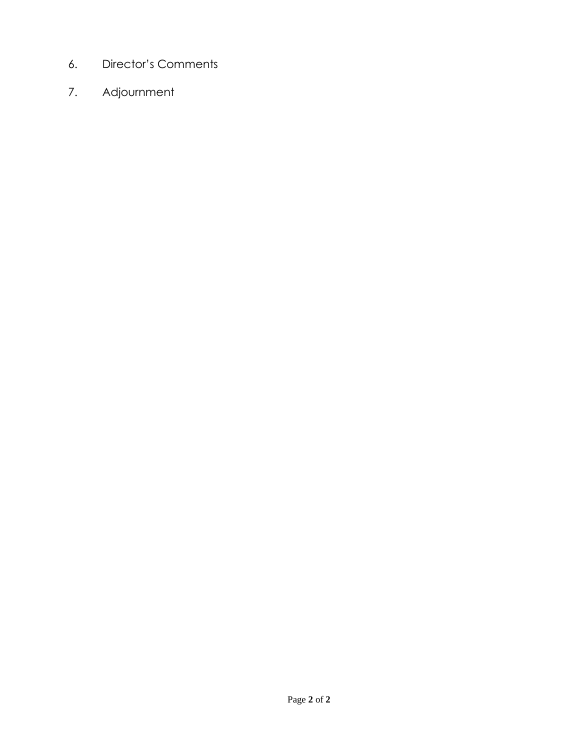6. Director's Comments

7. Adjournment